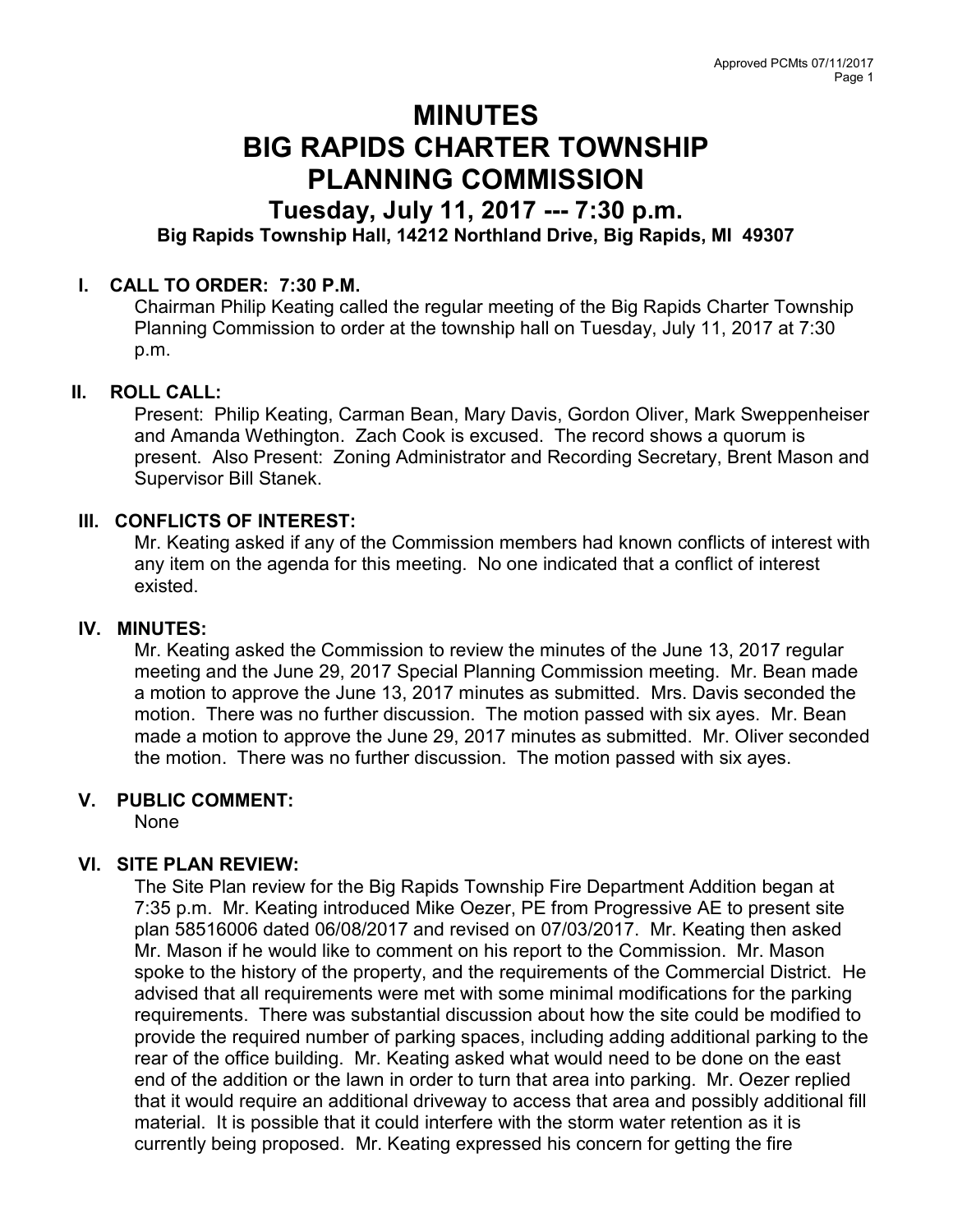# MINUTES
# BIG RAPIDS CHARTER TOWNSHIP
# PLANNING COMMISSION
## Tuesday, July 11, 2017 --- 7:30 p.m.
### Big Rapids Township Hall, 14212 Northland Drive, Big Rapids, MI 49307

**I. CALL TO ORDER: 7:30 P.M.**

Chairman Philip Keating called the regular meeting of the Big Rapids Charter Township Planning Commission to order at the township hall on Tuesday, July 11, 2017 at 7:30 p.m.

**II. ROLL CALL:**

Present: Philip Keating, Carman Bean, Mary Davis, Gordon Oliver, Mark Sweppenheiser and Amanda Wethington. Zach Cook is excused. The record shows a quorum is present. Also Present: Zoning Administrator and Recording Secretary, Brent Mason and Supervisor Bill Stanek.

**III. CONFLICTS OF INTEREST:**

Mr. Keating asked if any of the Commission members had known conflicts of interest with any item on the agenda for this meeting. No one indicated that a conflict of interest existed.

**IV. MINUTES:**

Mr. Keating asked the Commission to review the minutes of the June 13, 2017 regular meeting and the June 29, 2017 Special Planning Commission meeting. Mr. Bean made a motion to approve the June 13, 2017 minutes as submitted. Mrs. Davis seconded the motion. There was no further discussion. The motion passed with six ayes. Mr. Bean made a motion to approve the June 29, 2017 minutes as submitted. Mr. Oliver seconded the motion. There was no further discussion. The motion passed with six ayes.

**V. PUBLIC COMMENT:**

None

**VI. SITE PLAN REVIEW:**

The Site Plan review for the Big Rapids Township Fire Department Addition began at 7:35 p.m. Mr. Keating introduced Mike Oezer, PE from Progressive AE to present site plan 58516006 dated 06/08/2017 and revised on 07/03/2017. Mr. Keating then asked Mr. Mason if he would like to comment on his report to the Commission. Mr. Mason spoke to the history of the property, and the requirements of the Commercial District. He advised that all requirements were met with some minimal modifications for the parking requirements. There was substantial discussion about how the site could be modified to provide the required number of parking spaces, including adding additional parking to the rear of the office building. Mr. Keating asked what would need to be done on the east end of the addition or the lawn in order to turn that area into parking. Mr. Oezer replied that it would require an additional driveway to access that area and possibly additional fill material. It is possible that it could interfere with the storm water retention as it is currently being proposed. Mr. Keating expressed his concern for getting the fire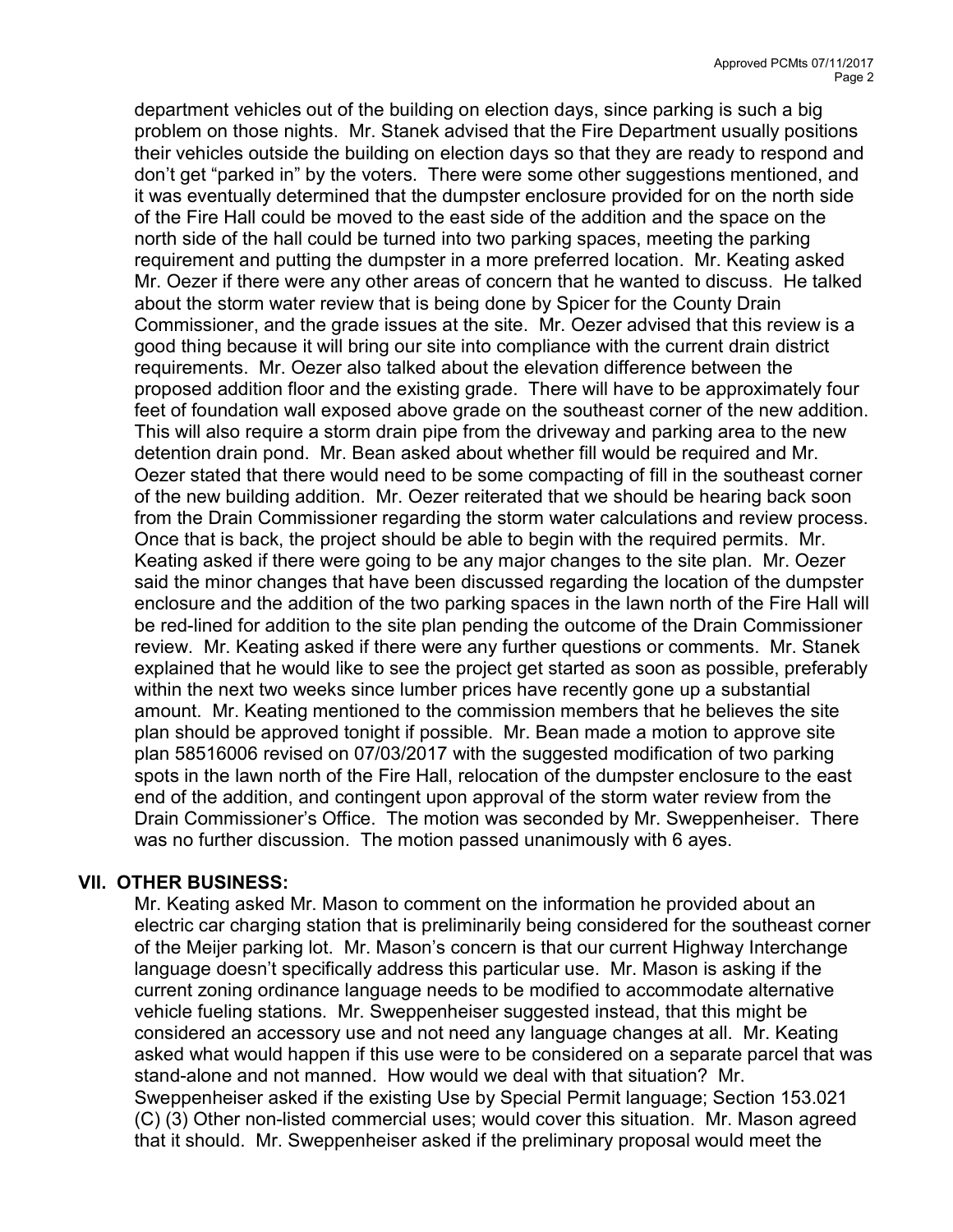department vehicles out of the building on election days, since parking is such a big problem on those nights. Mr. Stanek advised that the Fire Department usually positions their vehicles outside the building on election days so that they are ready to respond and don't get "parked in" by the voters. There were some other suggestions mentioned, and it was eventually determined that the dumpster enclosure provided for on the north side of the Fire Hall could be moved to the east side of the addition and the space on the north side of the hall could be turned into two parking spaces, meeting the parking requirement and putting the dumpster in a more preferred location. Mr. Keating asked Mr. Oezer if there were any other areas of concern that he wanted to discuss. He talked about the storm water review that is being done by Spicer for the County Drain Commissioner, and the grade issues at the site. Mr. Oezer advised that this review is a good thing because it will bring our site into compliance with the current drain district requirements. Mr. Oezer also talked about the elevation difference between the proposed addition floor and the existing grade. There will have to be approximately four feet of foundation wall exposed above grade on the southeast corner of the new addition. This will also require a storm drain pipe from the driveway and parking area to the new detention drain pond. Mr. Bean asked about whether fill would be required and Mr. Oezer stated that there would need to be some compacting of fill in the southeast corner of the new building addition. Mr. Oezer reiterated that we should be hearing back soon from the Drain Commissioner regarding the storm water calculations and review process. Once that is back, the project should be able to begin with the required permits. Mr. Keating asked if there were going to be any major changes to the site plan. Mr. Oezer said the minor changes that have been discussed regarding the location of the dumpster enclosure and the addition of the two parking spaces in the lawn north of the Fire Hall will be red-lined for addition to the site plan pending the outcome of the Drain Commissioner review. Mr. Keating asked if there were any further questions or comments. Mr. Stanek explained that he would like to see the project get started as soon as possible, preferably within the next two weeks since lumber prices have recently gone up a substantial amount. Mr. Keating mentioned to the commission members that he believes the site plan should be approved tonight if possible. Mr. Bean made a motion to approve site plan 58516006 revised on 07/03/2017 with the suggested modification of two parking spots in the lawn north of the Fire Hall, relocation of the dumpster enclosure to the east end of the addition, and contingent upon approval of the storm water review from the Drain Commissioner's Office. The motion was seconded by Mr. Sweppenheiser. There was no further discussion. The motion passed unanimously with 6 ayes.

## VII. OTHER BUSINESS:

Mr. Keating asked Mr. Mason to comment on the information he provided about an electric car charging station that is preliminarily being considered for the southeast corner of the Meijer parking lot. Mr. Mason's concern is that our current Highway Interchange language doesn't specifically address this particular use. Mr. Mason is asking if the current zoning ordinance language needs to be modified to accommodate alternative vehicle fueling stations. Mr. Sweppenheiser suggested instead, that this might be considered an accessory use and not need any language changes at all. Mr. Keating asked what would happen if this use were to be considered on a separate parcel that was stand-alone and not manned. How would we deal with that situation? Mr. Sweppenheiser asked if the existing Use by Special Permit language; Section 153.021 (C) (3) Other non-listed commercial uses; would cover this situation. Mr. Mason agreed that it should. Mr. Sweppenheiser asked if the preliminary proposal would meet the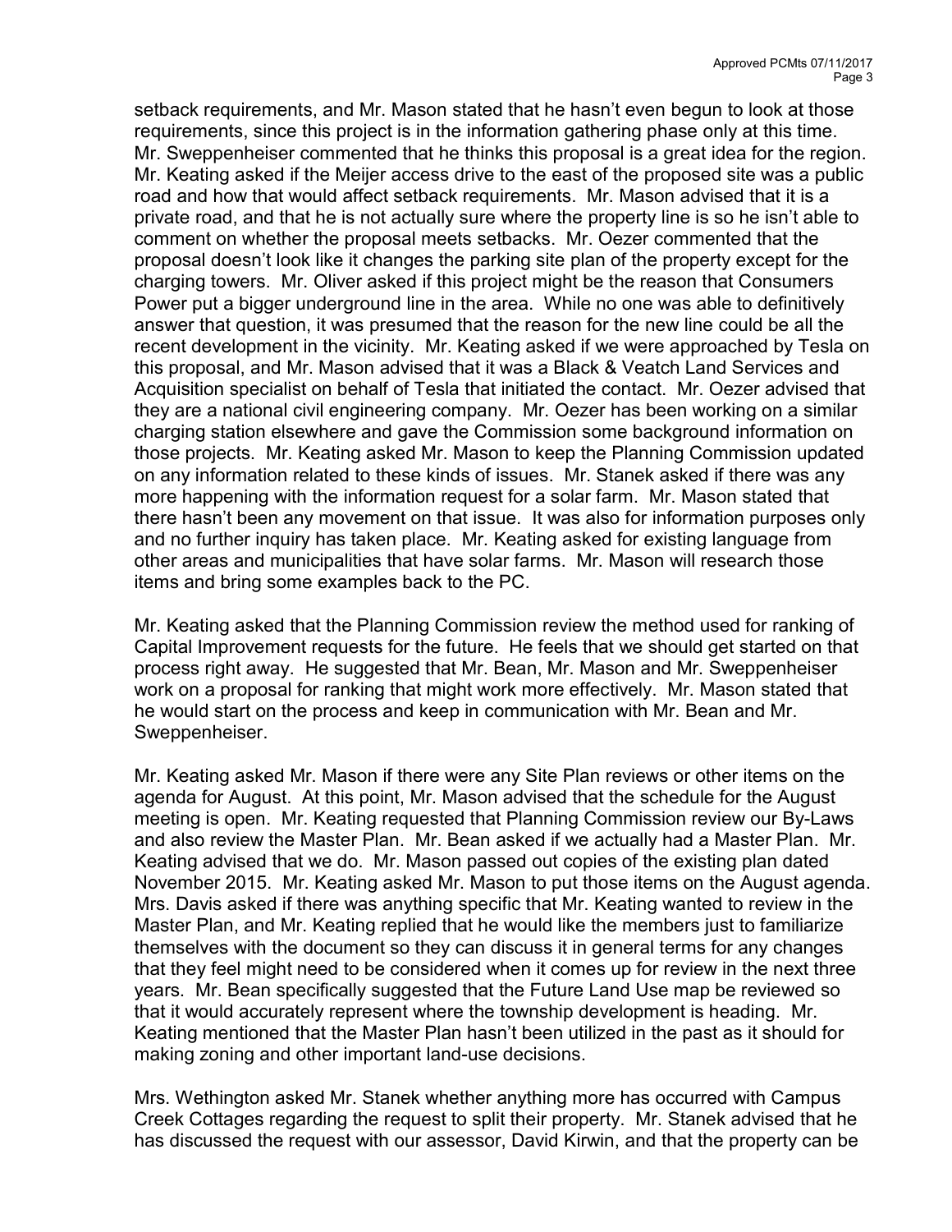setback requirements, and Mr. Mason stated that he hasn't even begun to look at those requirements, since this project is in the information gathering phase only at this time. Mr. Sweppenheiser commented that he thinks this proposal is a great idea for the region. Mr. Keating asked if the Meijer access drive to the east of the proposed site was a public road and how that would affect setback requirements. Mr. Mason advised that it is a private road, and that he is not actually sure where the property line is so he isn't able to comment on whether the proposal meets setbacks. Mr. Oezer commented that the proposal doesn't look like it changes the parking site plan of the property except for the charging towers. Mr. Oliver asked if this project might be the reason that Consumers Power put a bigger underground line in the area. While no one was able to definitively answer that question, it was presumed that the reason for the new line could be all the recent development in the vicinity. Mr. Keating asked if we were approached by Tesla on this proposal, and Mr. Mason advised that it was a Black & Veatch Land Services and Acquisition specialist on behalf of Tesla that initiated the contact. Mr. Oezer advised that they are a national civil engineering company. Mr. Oezer has been working on a similar charging station elsewhere and gave the Commission some background information on those projects. Mr. Keating asked Mr. Mason to keep the Planning Commission updated on any information related to these kinds of issues. Mr. Stanek asked if there was any more happening with the information request for a solar farm. Mr. Mason stated that there hasn't been any movement on that issue. It was also for information purposes only and no further inquiry has taken place. Mr. Keating asked for existing language from other areas and municipalities that have solar farms. Mr. Mason will research those items and bring some examples back to the PC.

Mr. Keating asked that the Planning Commission review the method used for ranking of Capital Improvement requests for the future. He feels that we should get started on that process right away. He suggested that Mr. Bean, Mr. Mason and Mr. Sweppenheiser work on a proposal for ranking that might work more effectively. Mr. Mason stated that he would start on the process and keep in communication with Mr. Bean and Mr. Sweppenheiser.

Mr. Keating asked Mr. Mason if there were any Site Plan reviews or other items on the agenda for August. At this point, Mr. Mason advised that the schedule for the August meeting is open. Mr. Keating requested that Planning Commission review our By-Laws and also review the Master Plan. Mr. Bean asked if we actually had a Master Plan. Mr. Keating advised that we do. Mr. Mason passed out copies of the existing plan dated November 2015. Mr. Keating asked Mr. Mason to put those items on the August agenda. Mrs. Davis asked if there was anything specific that Mr. Keating wanted to review in the Master Plan, and Mr. Keating replied that he would like the members just to familiarize themselves with the document so they can discuss it in general terms for any changes that they feel might need to be considered when it comes up for review in the next three years. Mr. Bean specifically suggested that the Future Land Use map be reviewed so that it would accurately represent where the township development is heading. Mr. Keating mentioned that the Master Plan hasn't been utilized in the past as it should for making zoning and other important land-use decisions.

Mrs. Wethington asked Mr. Stanek whether anything more has occurred with Campus Creek Cottages regarding the request to split their property. Mr. Stanek advised that he has discussed the request with our assessor, David Kirwin, and that the property can be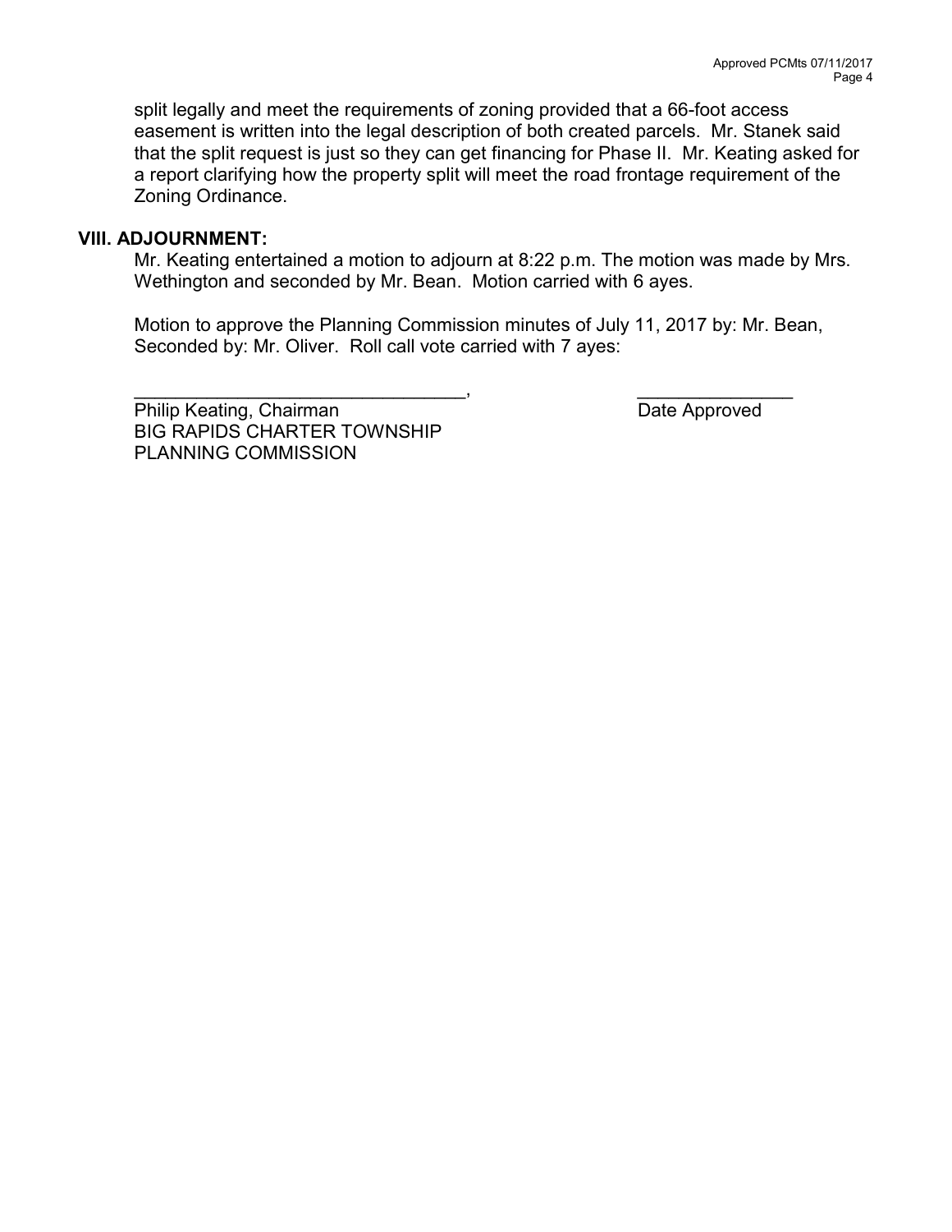split legally and meet the requirements of zoning provided that a 66-foot access easement is written into the legal description of both created parcels. Mr. Stanek said that the split request is just so they can get financing for Phase II. Mr. Keating asked for a report clarifying how the property split will meet the road frontage requirement of the Zoning Ordinance.

**VIII. ADJOURNMENT:**

Mr. Keating entertained a motion to adjourn at 8:22 p.m. The motion was made by Mrs. Wethington and seconded by Mr. Bean. Motion carried with 6 ayes.

Motion to approve the Planning Commission minutes of July 11, 2017 by: Mr. Bean, Seconded by: Mr. Oliver. Roll call vote carried with 7 ayes:

_________________________________, _______________

Philip Keating, Chairman Date Approved
BIG RAPIDS CHARTER TOWNSHIP
PLANNING COMMISSION